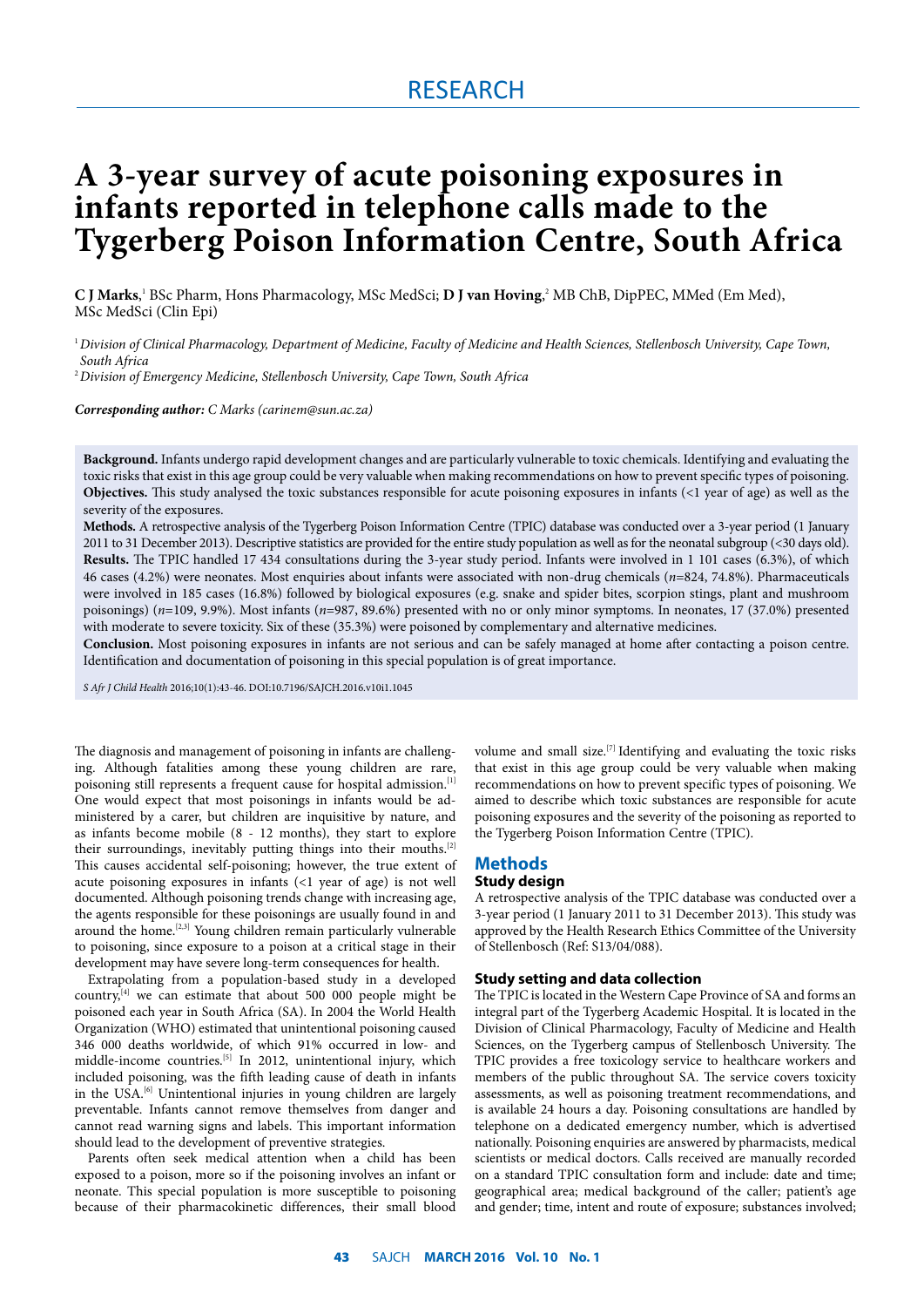RESEARCH

# A 3-year survey of acute poisoning exposures in infants reported in telephone calls made to the Tygerberg Poison Information Centre, South Africa

**C J Marks**,[1] BSc Pharm, Hons Pharmacology, MSc MedSci; **D J van Hoving**,[2] MB ChB, DipPEC, MMed (Em Med), MSc MedSci (Clin Epi)

[1] *Division of Clinical Pharmacology, Department of Medicine, Faculty of Medicine and Health Sciences, Stellenbosch University, Cape Town, South Africa*

[2] *Division of Emergency Medicine, Stellenbosch University, Cape Town, South Africa*

***Corresponding author:*** *C Marks (carinem@sun.ac.za)*

**Background.** Infants undergo rapid development changes and are particularly vulnerable to toxic chemicals. Identifying and evaluating the toxic risks that exist in this age group could be very valuable when making recommendations on how to prevent specific types of poisoning.

**Objectives.** This study analysed the toxic substances responsible for acute poisoning exposures in infants (<1 year of age) as well as the severity of the exposures.

**Methods.** A retrospective analysis of the Tygerberg Poison Information Centre (TPIC) database was conducted over a 3-year period (1 January 2011 to 31 December 2013). Descriptive statistics are provided for the entire study population as well as for the neonatal subgroup (<30 days old).

**Results.** The TPIC handled 17 434 consultations during the 3-year study period. Infants were involved in 1 101 cases (6.3%), of which 46 cases (4.2%) were neonates. Most enquiries about infants were associated with non-drug chemicals (*n*=824, 74.8%). Pharmaceuticals were involved in 185 cases (16.8%) followed by biological exposures (e.g. snake and spider bites, scorpion stings, plant and mushroom poisonings) (*n*=109, 9.9%). Most infants (*n*=987, 89.6%) presented with no or only minor symptoms. In neonates, 17 (37.0%) presented with moderate to severe toxicity. Six of these (35.3%) were poisoned by complementary and alternative medicines.

**Conclusion.** Most poisoning exposures in infants are not serious and can be safely managed at home after contacting a poison centre. Identification and documentation of poisoning in this special population is of great importance.

*S Afr J Child Health* 2016;10(1):43-46. DOI:10.7196/SAJCH.2016.v10i1.1045

The diagnosis and management of poisoning in infants are challenging. Although fatalities among these young children are rare, poisoning still represents a frequent cause for hospital admission.[1] One would expect that most poisonings in infants would be administered by a carer, but children are inquisitive by nature, and as infants become mobile (8 - 12 months), they start to explore their surroundings, inevitably putting things into their mouths.[2] This causes accidental self-poisoning; however, the true extent of acute poisoning exposures in infants (<1 year of age) is not well documented. Although poisoning trends change with increasing age, the agents responsible for these poisonings are usually found in and around the home.[2,3] Young children remain particularly vulnerable to poisoning, since exposure to a poison at a critical stage in their development may have severe long-term consequences for health.

Extrapolating from a population-based study in a developed country,[4] we can estimate that about 500 000 people might be poisoned each year in South Africa (SA). In 2004 the World Health Organization (WHO) estimated that unintentional poisoning caused 346 000 deaths worldwide, of which 91% occurred in low- and middle-income countries.[5] In 2012, unintentional injury, which included poisoning, was the fifth leading cause of death in infants in the USA.[6] Unintentional injuries in young children are largely preventable. Infants cannot remove themselves from danger and cannot read warning signs and labels. This important information should lead to the development of preventive strategies.

Parents often seek medical attention when a child has been exposed to a poison, more so if the poisoning involves an infant or neonate. This special population is more susceptible to poisoning because of their pharmacokinetic differences, their small blood volume and small size.[7] Identifying and evaluating the toxic risks that exist in this age group could be very valuable when making recommendations on how to prevent specific types of poisoning. We aimed to describe which toxic substances are responsible for acute poisoning exposures and the severity of the poisoning as reported to the Tygerberg Poison Information Centre (TPIC).

## Methods

### Study design

A retrospective analysis of the TPIC database was conducted over a 3-year period (1 January 2011 to 31 December 2013). This study was approved by the Health Research Ethics Committee of the University of Stellenbosch (Ref: S13/04/088).

### Study setting and data collection

The TPIC is located in the Western Cape Province of SA and forms an integral part of the Tygerberg Academic Hospital. It is located in the Division of Clinical Pharmacology, Faculty of Medicine and Health Sciences, on the Tygerberg campus of Stellenbosch University. The TPIC provides a free toxicology service to healthcare workers and members of the public throughout SA. The service covers toxicity assessments, as well as poisoning treatment recommendations, and is available 24 hours a day. Poisoning consultations are handled by telephone on a dedicated emergency number, which is advertised nationally. Poisoning enquiries are answered by pharmacists, medical scientists or medical doctors. Calls received are manually recorded on a standard TPIC consultation form and include: date and time; geographical area; medical background of the caller; patient's age and gender; time, intent and route of exposure; substances involved;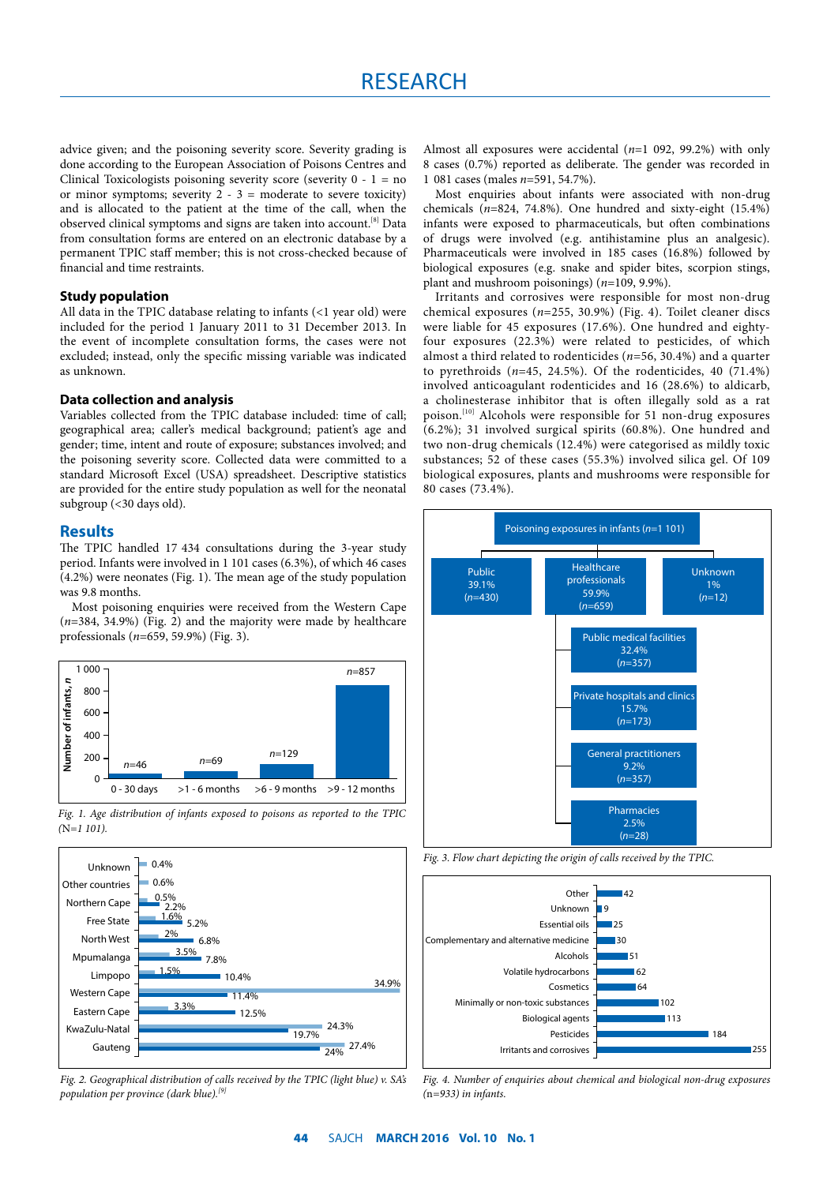advice given; and the poisoning severity score. Severity grading is done according to the European Association of Poisons Centres and Clinical Toxicologists poisoning severity score (severity 0 - 1 = no or minor symptoms; severity 2 - 3 = moderate to severe toxicity) and is allocated to the patient at the time of the call, when the observed clinical symptoms and signs are taken into account.[8] Data from consultation forms are entered on an electronic database by a permanent TPIC staff member; this is not cross-checked because of financial and time restraints.

### Study population

All data in the TPIC database relating to infants (<1 year old) were included for the period 1 January 2011 to 31 December 2013. In the event of incomplete consultation forms, the cases were not excluded; instead, only the specific missing variable was indicated as unknown.

### Data collection and analysis

Variables collected from the TPIC database included: time of call; geographical area; caller's medical background; patient's age and gender; time, intent and route of exposure; substances involved; and the poisoning severity score. Collected data were committed to a standard Microsoft Excel (USA) spreadsheet. Descriptive statistics are provided for the entire study population as well for the neonatal subgroup (<30 days old).

## Results

The TPIC handled 17 434 consultations during the 3-year study period. Infants were involved in 1 101 cases (6.3%), of which 46 cases (4.2%) were neonates (Fig. 1). The mean age of the study population was 9.8 months.

Most poisoning enquiries were received from the Western Cape (*n*=384, 34.9%) (Fig. 2) and the majority were made by healthcare professionals (*n*=659, 59.9%) (Fig. 3).

Fig. 1. Age distribution of infants exposed to poisons as reported to the TPIC (N=1 101).

Fig. 2. Geographical distribution of calls received by the TPIC (light blue) v. SA's population per province (dark blue).[9]

Almost all exposures were accidental (*n*=1 092, 99.2%) with only 8 cases (0.7%) reported as deliberate. The gender was recorded in 1 081 cases (males *n*=591, 54.7%).

Most enquiries about infants were associated with non-drug chemicals (*n*=824, 74.8%). One hundred and sixty-eight (15.4%) infants were exposed to pharmaceuticals, but often combinations of drugs were involved (e.g. antihistamine plus an analgesic). Pharmaceuticals were involved in 185 cases (16.8%) followed by biological exposures (e.g. snake and spider bites, scorpion stings, plant and mushroom poisonings) (*n*=109, 9.9%).

Irritants and corrosives were responsible for most non-drug chemical exposures (*n*=255, 30.9%) (Fig. 4). Toilet cleaner discs were liable for 45 exposures (17.6%). One hundred and eighty-four exposures (22.3%) were related to pesticides, of which almost a third related to rodenticides (*n*=56, 30.4%) and a quarter to pyrethroids (*n*=45, 24.5%). Of the rodenticides, 40 (71.4%) involved anticoagulant rodenticides and 16 (28.6%) to aldicarb, a cholinesterase inhibitor that is often illegally sold as a rat poison.[10] Alcohols were responsible for 51 non-drug exposures (6.2%); 31 involved surgical spirits (60.8%). One hundred and two non-drug chemicals (12.4%) were categorised as mildly toxic substances; 52 of these cases (55.3%) involved silica gel. Of 109 biological exposures, plants and mushrooms were responsible for 80 cases (73.4%).

Fig. 3. Flow chart depicting the origin of calls received by the TPIC.

Fig. 4. Number of enquiries about chemical and biological non-drug exposures (n=933) in infants.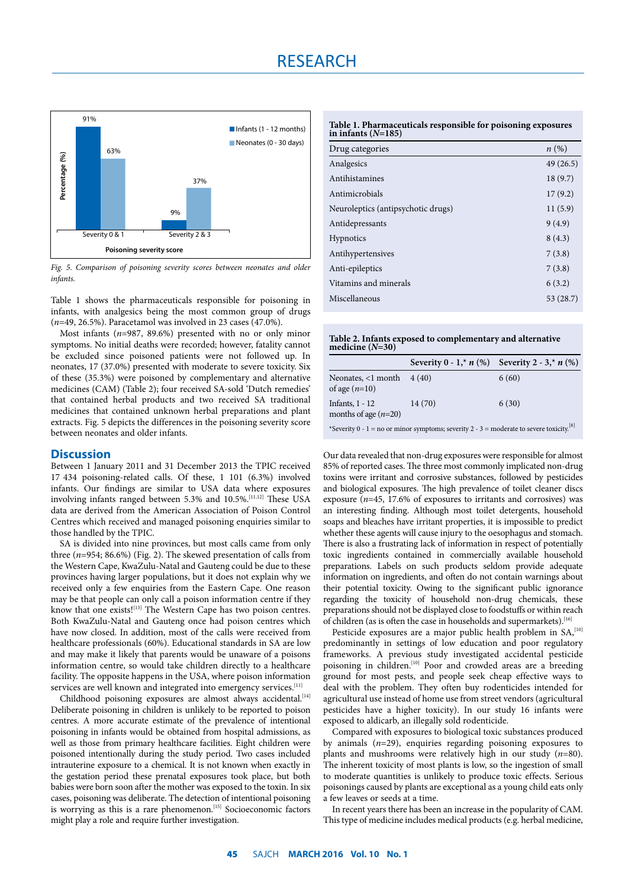Fig. 5. Comparison of poisoning severity scores between neonates and older infants.

Table 1 shows the pharmaceuticals responsible for poisoning in infants, with analgesics being the most common group of drugs ($n$=49, 26.5%). Paracetamol was involved in 23 cases (47.0%).

Most infants ($n$=987, 89.6%) presented with no or only minor symptoms. No initial deaths were recorded; however, fatality cannot be excluded since poisoned patients were not followed up. In neonates, 17 (37.0%) presented with moderate to severe toxicity. Six of these (35.3%) were poisoned by complementary and alternative medicines (CAM) (Table 2); four received SA-sold 'Dutch remedies' that contained herbal products and two received SA traditional medicines that contained unknown herbal preparations and plant extracts. Fig. 5 depicts the differences in the poisoning severity score between neonates and older infants.

**Table 1. Pharmaceuticals responsible for poisoning exposures in infants ($N$=185)**

| Drug categories | $n$ (%) |
|---|---|
| Analgesics | 49 (26.5) |
| Antihistamines | 18 (9.7) |
| Antimicrobials | 17 (9.2) |
| Neuroleptics (antipsychotic drugs) | 11 (5.9) |
| Antidepressants | 9 (4.9) |
| Hypnotics | 8 (4.3) |
| Antihypertensives | 7 (3.8) |
| Anti-epileptics | 7 (3.8) |
| Vitamins and minerals | 6 (3.2) |
| Miscellaneous | 53 (28.7) |

**Table 2. Infants exposed to complementary and alternative medicine ($N$=30)**

| | Severity 0 - 1,* $n$ (%) | Severity 2 - 3,* $n$ (%) |
|---|---|---|
| Neonates, <1 month of age ($n$=10) | 4 (40) | 6 (60) |
| Infants, 1 - 12 months of age ($n$=20) | 14 (70) | 6 (30) |

*Severity 0 - 1 = no or minor symptoms; severity 2 - 3 = moderate to severe toxicity.[8]

## Discussion

Between 1 January 2011 and 31 December 2013 the TPIC received 17 434 poisoning-related calls. Of these, 1 101 (6.3%) involved infants. Our findings are similar to USA data where exposures involving infants ranged between 5.3% and 10.5%.[11,12] These USA data are derived from the American Association of Poison Control Centres which received and managed poisoning enquiries similar to those handled by the TPIC.

SA is divided into nine provinces, but most calls came from only three ($n$=954; 86.6%) (Fig. 2). The skewed presentation of calls from the Western Cape, KwaZulu-Natal and Gauteng could be due to these provinces having larger populations, but it does not explain why we received only a few enquiries from the Eastern Cape. One reason may be that people can only call a poison information centre if they know that one exists![13] The Western Cape has two poison centres. Both KwaZulu-Natal and Gauteng once had poison centres which have now closed. In addition, most of the calls were received from healthcare professionals (60%). Educational standards in SA are low and may make it likely that parents would be unaware of a poisons information centre, so would take children directly to a healthcare facility. The opposite happens in the USA, where poison information services are well known and integrated into emergency services.[11]

Childhood poisoning exposures are almost always accidental.[14] Deliberate poisoning in children is unlikely to be reported to poison centres. A more accurate estimate of the prevalence of intentional poisoning in infants would be obtained from hospital admissions, as well as those from primary healthcare facilities. Eight children were poisoned intentionally during the study period. Two cases included intrauterine exposure to a chemical. It is not known when exactly in the gestation period these prenatal exposures took place, but both babies were born soon after the mother was exposed to the toxin. In six cases, poisoning was deliberate. The detection of intentional poisoning is worrying as this is a rare phenomenon.[15] Socioeconomic factors might play a role and require further investigation.

Our data revealed that non-drug exposures were responsible for almost 85% of reported cases. The three most commonly implicated non-drug toxins were irritant and corrosive substances, followed by pesticides and biological exposures. The high prevalence of toilet cleaner discs exposure ($n$=45, 17.6% of exposures to irritants and corrosives) was an interesting finding. Although most toilet detergents, household soaps and bleaches have irritant properties, it is impossible to predict whether these agents will cause injury to the oesophagus and stomach. There is also a frustrating lack of information in respect of potentially toxic ingredients contained in commercially available household preparations. Labels on such products seldom provide adequate information on ingredients, and often do not contain warnings about their potential toxicity. Owing to the significant public ignorance regarding the toxicity of household non-drug chemicals, these preparations should not be displayed close to foodstuffs or within reach of children (as is often the case in households and supermarkets).[16]

Pesticide exposures are a major public health problem in SA,[10] predominantly in settings of low education and poor regulatory frameworks. A previous study investigated accidental pesticide poisoning in children.[10] Poor and crowded areas are a breeding ground for most pests, and people seek cheap effective ways to deal with the problem. They often buy rodenticides intended for agricultural use instead of home use from street vendors (agricultural pesticides have a higher toxicity). In our study 16 infants were exposed to aldicarb, an illegally sold rodenticide.

Compared with exposures to biological toxic substances produced by animals ($n$=29), enquiries regarding poisoning exposures to plants and mushrooms were relatively high in our study ($n$=80). The inherent toxicity of most plants is low, so the ingestion of small to moderate quantities is unlikely to produce toxic effects. Serious poisonings caused by plants are exceptional as a young child eats only a few leaves or seeds at a time.

In recent years there has been an increase in the popularity of CAM. This type of medicine includes medical products (e.g. herbal medicine,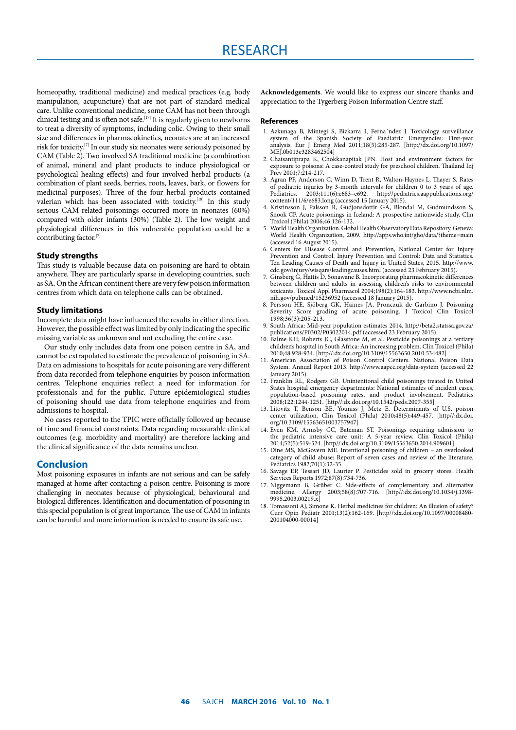homeopathy, traditional medicine) and medical practices (e.g. body manipulation, acupuncture) that are not part of standard medical care. Unlike conventional medicine, some CAM has not been through clinical testing and is often not safe.[17] It is regularly given to newborns to treat a diversity of symptoms, including colic. Owing to their small size and differences in pharmacokinetics, neonates are at an increased risk for toxicity.[7] In our study six neonates were seriously poisoned by CAM (Table 2). Two involved SA traditional medicine (a combination of animal, mineral and plant products to induce physiological or psychological healing effects) and four involved herbal products (a combination of plant seeds, berries, roots, leaves, bark, or flowers for medicinal purposes). Three of the four herbal products contained valerian which has been associated with toxicity.[18] In this study serious CAM-related poisonings occurred more in neonates (60%) compared with older infants (30%) (Table 2). The low weight and physiological differences in this vulnerable population could be a contributing factor.[7]

### Study strengths

This study is valuable because data on poisoning are hard to obtain anywhere. They are particularly sparse in developing countries, such as SA. On the African continent there are very few poison information centres from which data on telephone calls can be obtained.

### Study limitations

Incomplete data might have influenced the results in either direction. However, the possible effect was limited by only indicating the specific missing variable as unknown and not excluding the entire case.

Our study only includes data from one poison centre in SA, and cannot be extrapolated to estimate the prevalence of poisoning in SA. Data on admissions to hospitals for acute poisoning are very different from data recorded from telephone enquiries by poison information centres. Telephone enquiries reflect a need for information for professionals and for the public. Future epidemiological studies of poisoning should use data from telephone enquiries and from admissions to hospital.

No cases reported to the TPIC were officially followed up because of time and financial constraints. Data regarding measurable clinical outcomes (e.g. morbidity and mortality) are therefore lacking and the clinical significance of the data remains unclear.

## Conclusion

Most poisoning exposures in infants are not serious and can be safely managed at home after contacting a poison centre. Poisoning is more challenging in neonates because of physiological, behavioural and biological differences. Identification and documentation of poisoning in this special population is of great importance. The use of CAM in infants can be harmful and more information is needed to ensure its safe use.

**Acknowledgements**. We would like to express our sincere thanks and appreciation to the Tygerberg Poison Information Centre staff.

### References

1. Azkunaga B, Mintegi S, Bizkarra I, Ferna´ndez J. Toxicology surveillance system of the Spanish Society of Paediatric Emergencies: First-year analysis. Eur J Emerg Med 2011;18(5):285-287. [http://dx.doi.org/10.1097/MEJ.0b013e3283462504]
2. Chatsantiprapa K, Chokkanapitak JPN. Host and environment factors for exposure to poisons: A case-control study for preschool children. Thailand Inj Prev 2001;7:214-217.
3. Agran PF, Anderson C, Winn D, Trent R, Walton-Haynes L, Thayer S. Rates of pediatric injuries by 3-month intervals for children 0 to 3 years of age. Pediatrics. 2003;111(6):e683–e692. http://pediatrics.aappublications.org/content/111/6/e683.long (accessed 15 January 2015).
4. Kristinsson J, Palsson R, Gudjonsdottir GA, Blondal M, Gudmundsson S, Snook CP. Acute poisonings in Iceland: A prospective nationwide study. Clin Toxicol (Phila) 2006;46:126-132.
5. World Health Organization. Global Health Observatory Data Repository. Geneva: World Health Organization, 2009. http://apps.who.int/gho/data/?theme=main (accessed 16 August 2015).
6. Centers for Disease Control and Prevention, National Center for Injury Prevention and Control. Injury Prevention and Control: Data and Statistics. Ten Leading Causes of Death and Injury in United States, 2015. http://www.cdc.gov/injury/wisqars/leadingcauses.html (accessed 23 February 2015).
7. Ginsberg G, Hattis D, Sonawane B. Incorporating pharmacokinetic differences between children and adults in assessing children's risks to environmental toxicants. Toxicol Appl Pharmacol 2004;198(2):164-183. http://www.ncbi.nlm.nih.gov/pubmed/15236952 (accessed 18 January 2015).
8. Persson HE, Sjöberg GK, Haines JA, Pronczuk de Garbino J. Poisoning Severity Score grading of acute poisoning. J Toxicol Clin Toxicol 1998;36(3):205-213.
9. South Africa: Mid-year population estimates 2014. http://beta2.statssa.gov.za/publications/P0302/P03022014.pdf (accessed 23 February 2015).
10. Balme KH, Roberts JC, Glasstone M, et al. Pesticide poisonings at a tertiary children's hospital in South Africa: An increasing problem. Clin Toxicol (Phila) 2010;48:928-934. [http//:dx.doi.org/10.3109/15563650.2010.534482]
11. American Association of Poison Control Centers. National Poison Data System. Annual Report 2013. http://www.aapcc.org/data-system (accessed 22 January 2015).
12. Franklin RL, Rodgers GB. Unintentional child poisonings treated in United States hospital emergency departments: National estimates of incident cases, population-based poisoning rates, and product involvement. Pediatrics 2008;122:1244-1251. [http//:dx.doi.org/10.1542/peds.2007-355]
13. Litovitz T, Benson BE, Youniss J, Metz E. Determinants of U.S. poison center utilization. Clin Toxicol (Phila) 2010;48(5):449-457. [http//:dx.doi.org/10.3109/15563651003757947]
14. Even KM, Armsby CC, Bateman ST. Poisonings requiring admission to the pediatric intensive care unit: A 5-year review. Clin Toxicol (Phila) 2014;52(5):519-524. [http//:dx.doi.org/10.3109/15563650.2014.909601]
15. Dine MS, McGovern ME. Intentional poisoning of children – an overlooked category of child abuse: Report of seven cases and review of the literature. Pediatrics 1982;70(1):32-35.
16. Savage EP, Tessari JD, Laurier P. Pesticides sold in grocery stores. Health Services Reports 1972;87(8):734-736.
17. Niggemann B, Grüber C. Side-effects of complementary and alternative medicine. Allergy 2003;58(8):707-716. [http//:dx.doi.org/10.1034/j.1398-9995.2003.00219.x]
18. Tomassoni AJ, Simone K. Herbal medicines for children: An illusion of safety? Curr Opin Pediatr 2001;13(2):162-169. [http//:dx.doi.org/10.1097/00008480-200104000-00014]